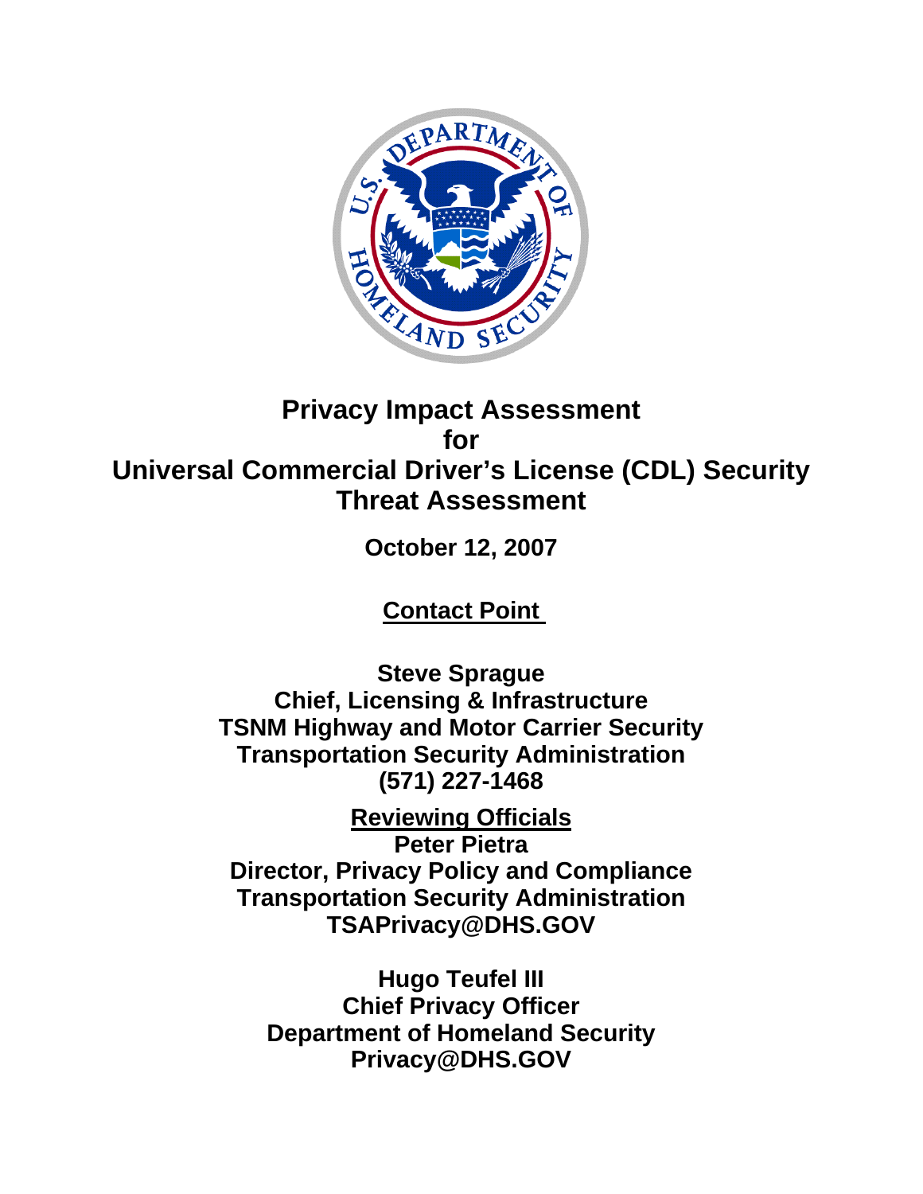# Privacy Impact Assessment for Universal Commercial Driver's License (CDL) Security Threat Assessment

**October 12, 2007**

**Contact Point**

**Steve Sprague**
**Chief, Licensing & Infrastructure**
**TSNM Highway and Motor Carrier Security**
**Transportation Security Administration**
**(571) 227-1468**

**Reviewing Officials**

**Peter Pietra**
**Director, Privacy Policy and Compliance**
**Transportation Security Administration**
**TSAPrivacy@DHS.GOV**

**Hugo Teufel III**
**Chief Privacy Officer**
**Department of Homeland Security**
**Privacy@DHS.GOV**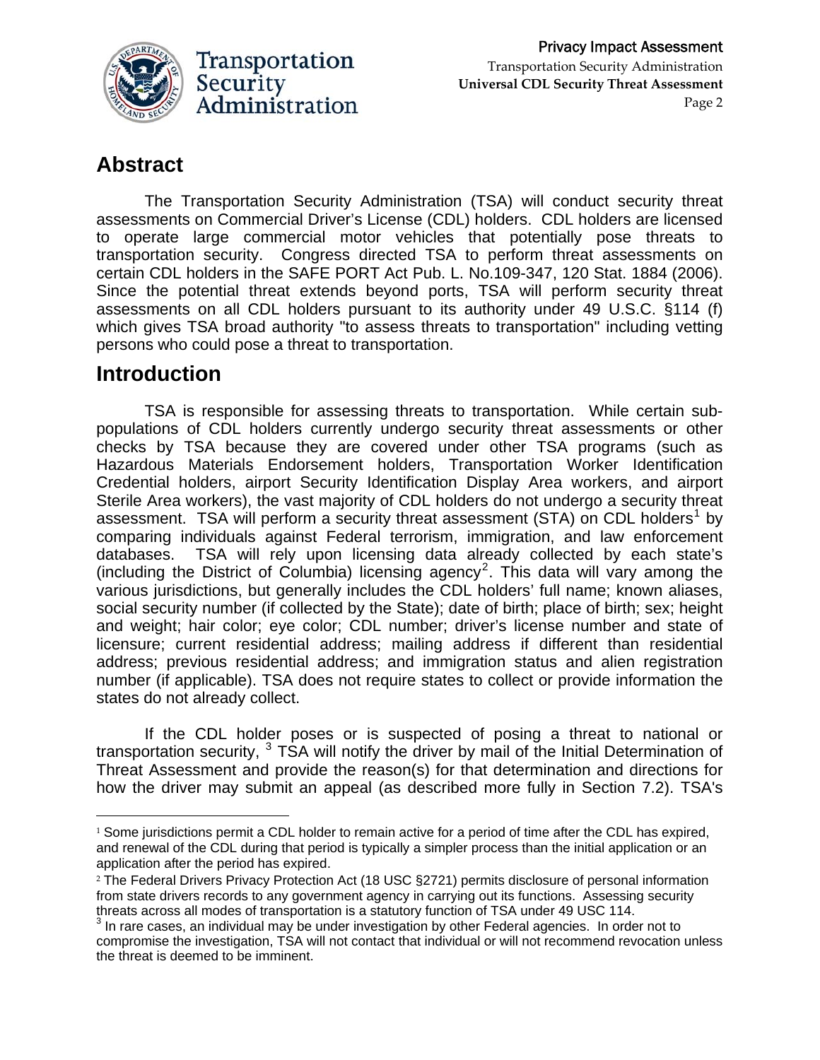## Abstract

The Transportation Security Administration (TSA) will conduct security threat assessments on Commercial Driver's License (CDL) holders. CDL holders are licensed to operate large commercial motor vehicles that potentially pose threats to transportation security. Congress directed TSA to perform threat assessments on certain CDL holders in the SAFE PORT Act Pub. L. No.109-347, 120 Stat. 1884 (2006). Since the potential threat extends beyond ports, TSA will perform security threat assessments on all CDL holders pursuant to its authority under 49 U.S.C. §114 (f) which gives TSA broad authority "to assess threats to transportation" including vetting persons who could pose a threat to transportation.

## Introduction

TSA is responsible for assessing threats to transportation. While certain sub-populations of CDL holders currently undergo security threat assessments or other checks by TSA because they are covered under other TSA programs (such as Hazardous Materials Endorsement holders, Transportation Worker Identification Credential holders, airport Security Identification Display Area workers, and airport Sterile Area workers), the vast majority of CDL holders do not undergo a security threat assessment. TSA will perform a security threat assessment (STA) on CDL holders[1] by comparing individuals against Federal terrorism, immigration, and law enforcement databases. TSA will rely upon licensing data already collected by each state's (including the District of Columbia) licensing agency[2]. This data will vary among the various jurisdictions, but generally includes the CDL holders' full name; known aliases, social security number (if collected by the State); date of birth; place of birth; sex; height and weight; hair color; eye color; CDL number; driver's license number and state of licensure; current residential address; mailing address if different than residential address; previous residential address; and immigration status and alien registration number (if applicable). TSA does not require states to collect or provide information the states do not already collect.

If the CDL holder poses or is suspected of posing a threat to national or transportation security, [3] TSA will notify the driver by mail of the Initial Determination of Threat Assessment and provide the reason(s) for that determination and directions for how the driver may submit an appeal (as described more fully in Section 7.2). TSA's

---

[1] Some jurisdictions permit a CDL holder to remain active for a period of time after the CDL has expired, and renewal of the CDL during that period is typically a simpler process than the initial application or an application after the period has expired.

[2] The Federal Drivers Privacy Protection Act (18 USC §2721) permits disclosure of personal information from state drivers records to any government agency in carrying out its functions. Assessing security threats across all modes of transportation is a statutory function of TSA under 49 USC 114.

[3] In rare cases, an individual may be under investigation by other Federal agencies. In order not to compromise the investigation, TSA will not contact that individual or will not recommend revocation unless the threat is deemed to be imminent.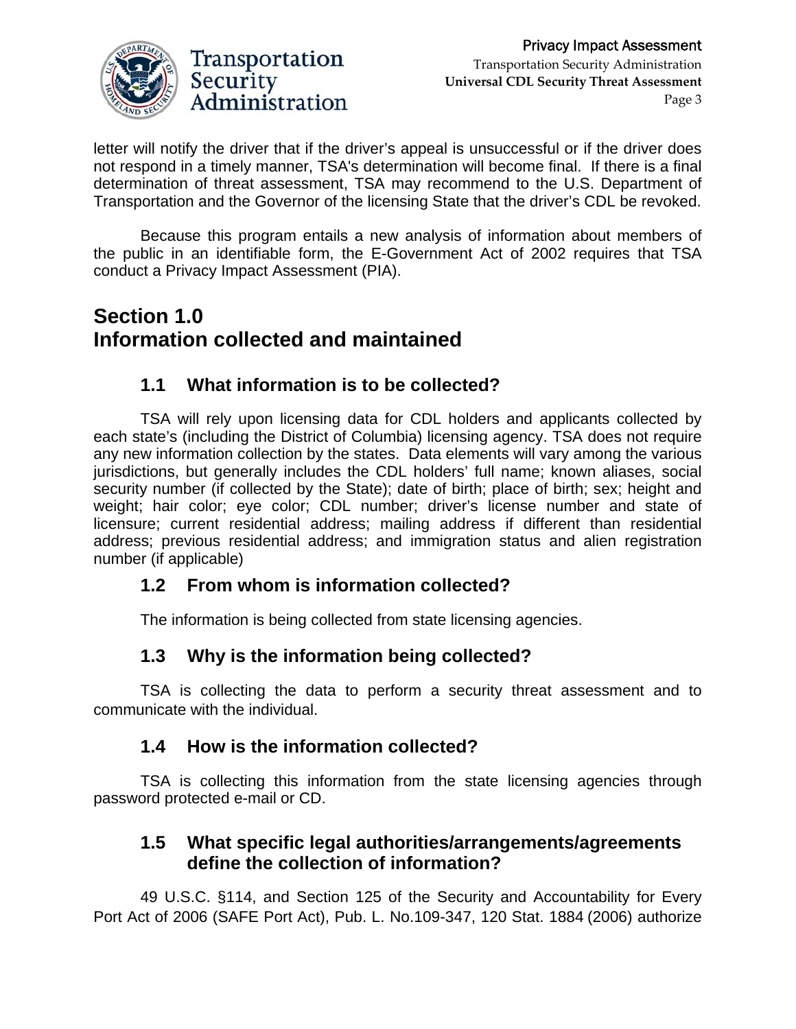letter will notify the driver that if the driver's appeal is unsuccessful or if the driver does not respond in a timely manner, TSA's determination will become final. If there is a final determination of threat assessment, TSA may recommend to the U.S. Department of Transportation and the Governor of the licensing State that the driver's CDL be revoked.

Because this program entails a new analysis of information about members of the public in an identifiable form, the E-Government Act of 2002 requires that TSA conduct a Privacy Impact Assessment (PIA).

## Section 1.0
## Information collected and maintained

### 1.1 What information is to be collected?

TSA will rely upon licensing data for CDL holders and applicants collected by each state's (including the District of Columbia) licensing agency. TSA does not require any new information collection by the states. Data elements will vary among the various jurisdictions, but generally includes the CDL holders' full name; known aliases, social security number (if collected by the State); date of birth; place of birth; sex; height and weight; hair color; eye color; CDL number; driver's license number and state of licensure; current residential address; mailing address if different than residential address; previous residential address; and immigration status and alien registration number (if applicable)

### 1.2 From whom is information collected?

The information is being collected from state licensing agencies.

### 1.3 Why is the information being collected?

TSA is collecting the data to perform a security threat assessment and to communicate with the individual.

### 1.4 How is the information collected?

TSA is collecting this information from the state licensing agencies through password protected e-mail or CD.

### 1.5 What specific legal authorities/arrangements/agreements define the collection of information?

49 U.S.C. §114, and Section 125 of the Security and Accountability for Every Port Act of 2006 (SAFE Port Act), Pub. L. No.109-347, 120 Stat. 1884 (2006) authorize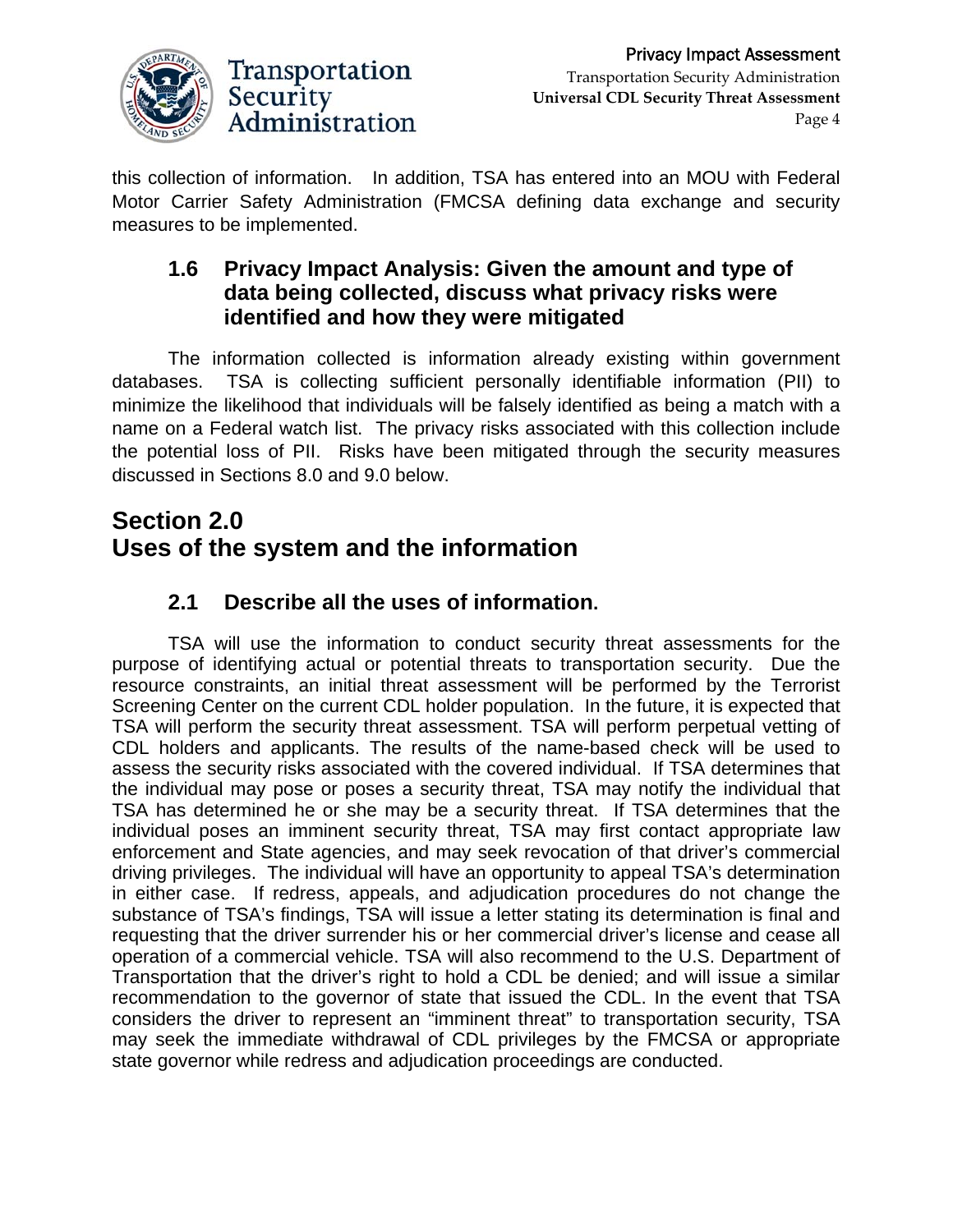this collection of information. In addition, TSA has entered into an MOU with Federal Motor Carrier Safety Administration (FMCSA defining data exchange and security measures to be implemented.

### 1.6 Privacy Impact Analysis: Given the amount and type of data being collected, discuss what privacy risks were identified and how they were mitigated

The information collected is information already existing within government databases. TSA is collecting sufficient personally identifiable information (PII) to minimize the likelihood that individuals will be falsely identified as being a match with a name on a Federal watch list. The privacy risks associated with this collection include the potential loss of PII. Risks have been mitigated through the security measures discussed in Sections 8.0 and 9.0 below.

## Section 2.0 Uses of the system and the information

### 2.1 Describe all the uses of information.

TSA will use the information to conduct security threat assessments for the purpose of identifying actual or potential threats to transportation security. Due the resource constraints, an initial threat assessment will be performed by the Terrorist Screening Center on the current CDL holder population. In the future, it is expected that TSA will perform the security threat assessment. TSA will perform perpetual vetting of CDL holders and applicants. The results of the name-based check will be used to assess the security risks associated with the covered individual. If TSA determines that the individual may pose or poses a security threat, TSA may notify the individual that TSA has determined he or she may be a security threat. If TSA determines that the individual poses an imminent security threat, TSA may first contact appropriate law enforcement and State agencies, and may seek revocation of that driver's commercial driving privileges. The individual will have an opportunity to appeal TSA's determination in either case. If redress, appeals, and adjudication procedures do not change the substance of TSA's findings, TSA will issue a letter stating its determination is final and requesting that the driver surrender his or her commercial driver's license and cease all operation of a commercial vehicle. TSA will also recommend to the U.S. Department of Transportation that the driver's right to hold a CDL be denied; and will issue a similar recommendation to the governor of state that issued the CDL. In the event that TSA considers the driver to represent an "imminent threat" to transportation security, TSA may seek the immediate withdrawal of CDL privileges by the FMCSA or appropriate state governor while redress and adjudication proceedings are conducted.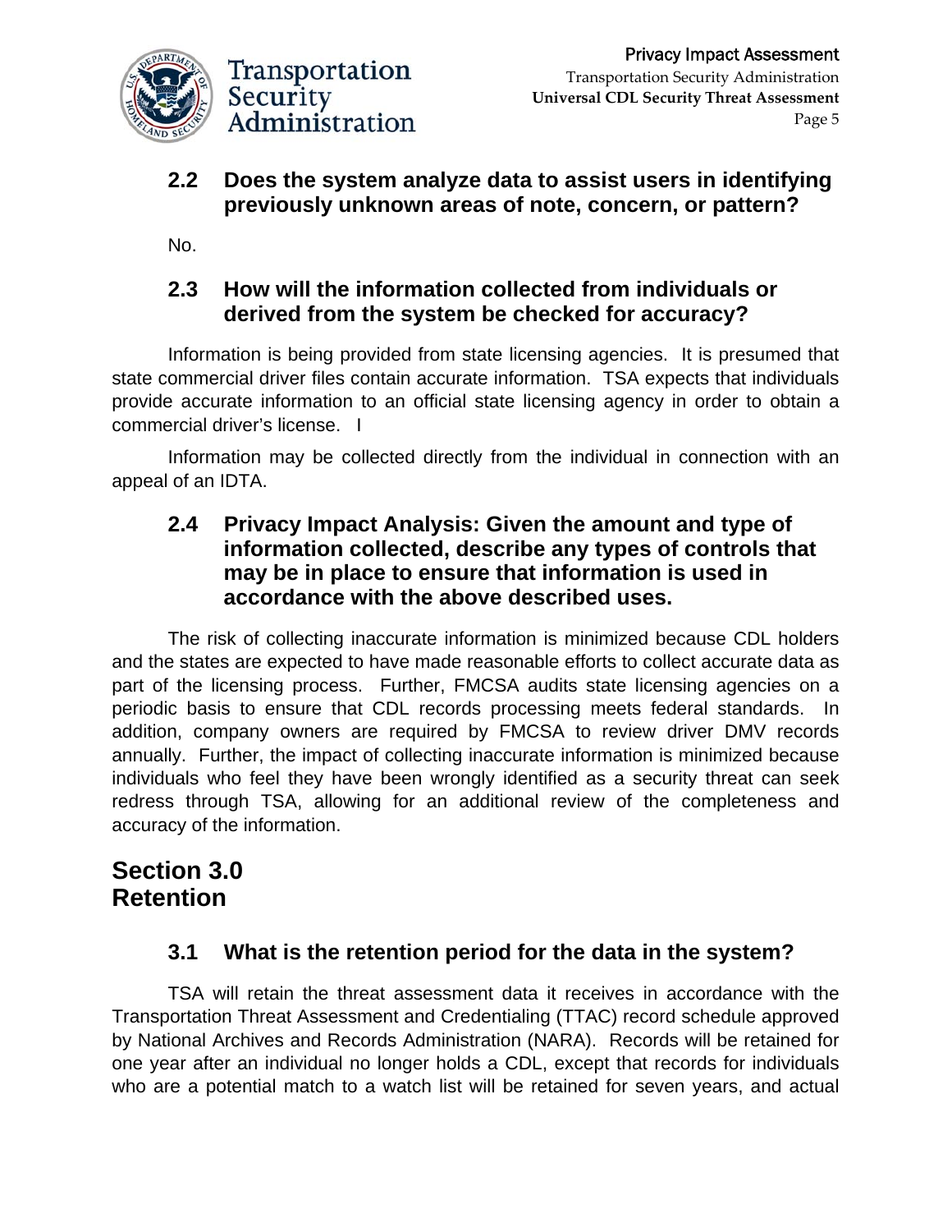### 2.2 Does the system analyze data to assist users in identifying previously unknown areas of note, concern, or pattern?

No.

### 2.3 How will the information collected from individuals or derived from the system be checked for accuracy?

Information is being provided from state licensing agencies. It is presumed that state commercial driver files contain accurate information. TSA expects that individuals provide accurate information to an official state licensing agency in order to obtain a commercial driver's license. I

Information may be collected directly from the individual in connection with an appeal of an IDTA.

### 2.4 Privacy Impact Analysis: Given the amount and type of information collected, describe any types of controls that may be in place to ensure that information is used in accordance with the above described uses.

The risk of collecting inaccurate information is minimized because CDL holders and the states are expected to have made reasonable efforts to collect accurate data as part of the licensing process. Further, FMCSA audits state licensing agencies on a periodic basis to ensure that CDL records processing meets federal standards. In addition, company owners are required by FMCSA to review driver DMV records annually. Further, the impact of collecting inaccurate information is minimized because individuals who feel they have been wrongly identified as a security threat can seek redress through TSA, allowing for an additional review of the completeness and accuracy of the information.

## Section 3.0 Retention

### 3.1 What is the retention period for the data in the system?

TSA will retain the threat assessment data it receives in accordance with the Transportation Threat Assessment and Credentialing (TTAC) record schedule approved by National Archives and Records Administration (NARA). Records will be retained for one year after an individual no longer holds a CDL, except that records for individuals who are a potential match to a watch list will be retained for seven years, and actual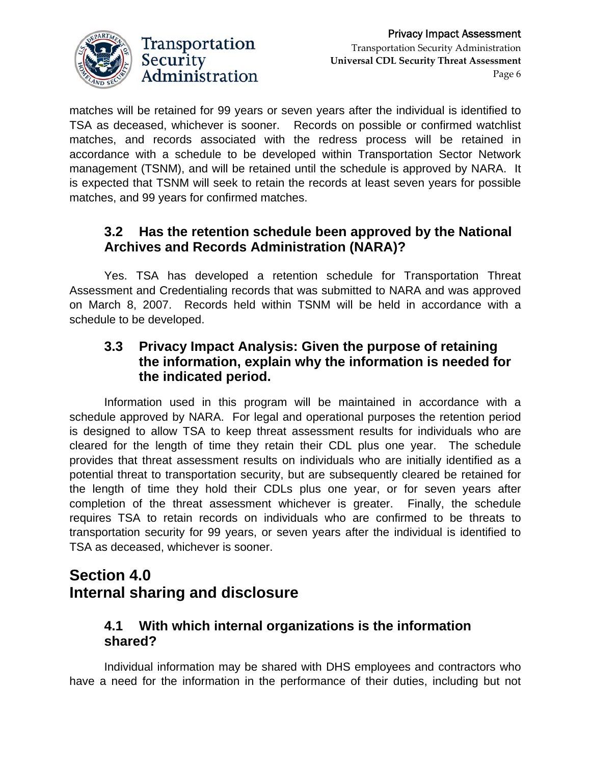matches will be retained for 99 years or seven years after the individual is identified to TSA as deceased, whichever is sooner. Records on possible or confirmed watchlist matches, and records associated with the redress process will be retained in accordance with a schedule to be developed within Transportation Sector Network management (TSNM), and will be retained until the schedule is approved by NARA. It is expected that TSNM will seek to retain the records at least seven years for possible matches, and 99 years for confirmed matches.

### 3.2 Has the retention schedule been approved by the National Archives and Records Administration (NARA)?

Yes. TSA has developed a retention schedule for Transportation Threat Assessment and Credentialing records that was submitted to NARA and was approved on March 8, 2007. Records held within TSNM will be held in accordance with a schedule to be developed.

### 3.3 Privacy Impact Analysis: Given the purpose of retaining the information, explain why the information is needed for the indicated period.

Information used in this program will be maintained in accordance with a schedule approved by NARA. For legal and operational purposes the retention period is designed to allow TSA to keep threat assessment results for individuals who are cleared for the length of time they retain their CDL plus one year. The schedule provides that threat assessment results on individuals who are initially identified as a potential threat to transportation security, but are subsequently cleared be retained for the length of time they hold their CDLs plus one year, or for seven years after completion of the threat assessment whichever is greater. Finally, the schedule requires TSA to retain records on individuals who are confirmed to be threats to transportation security for 99 years, or seven years after the individual is identified to TSA as deceased, whichever is sooner.

## Section 4.0 Internal sharing and disclosure

### 4.1 With which internal organizations is the information shared?

Individual information may be shared with DHS employees and contractors who have a need for the information in the performance of their duties, including but not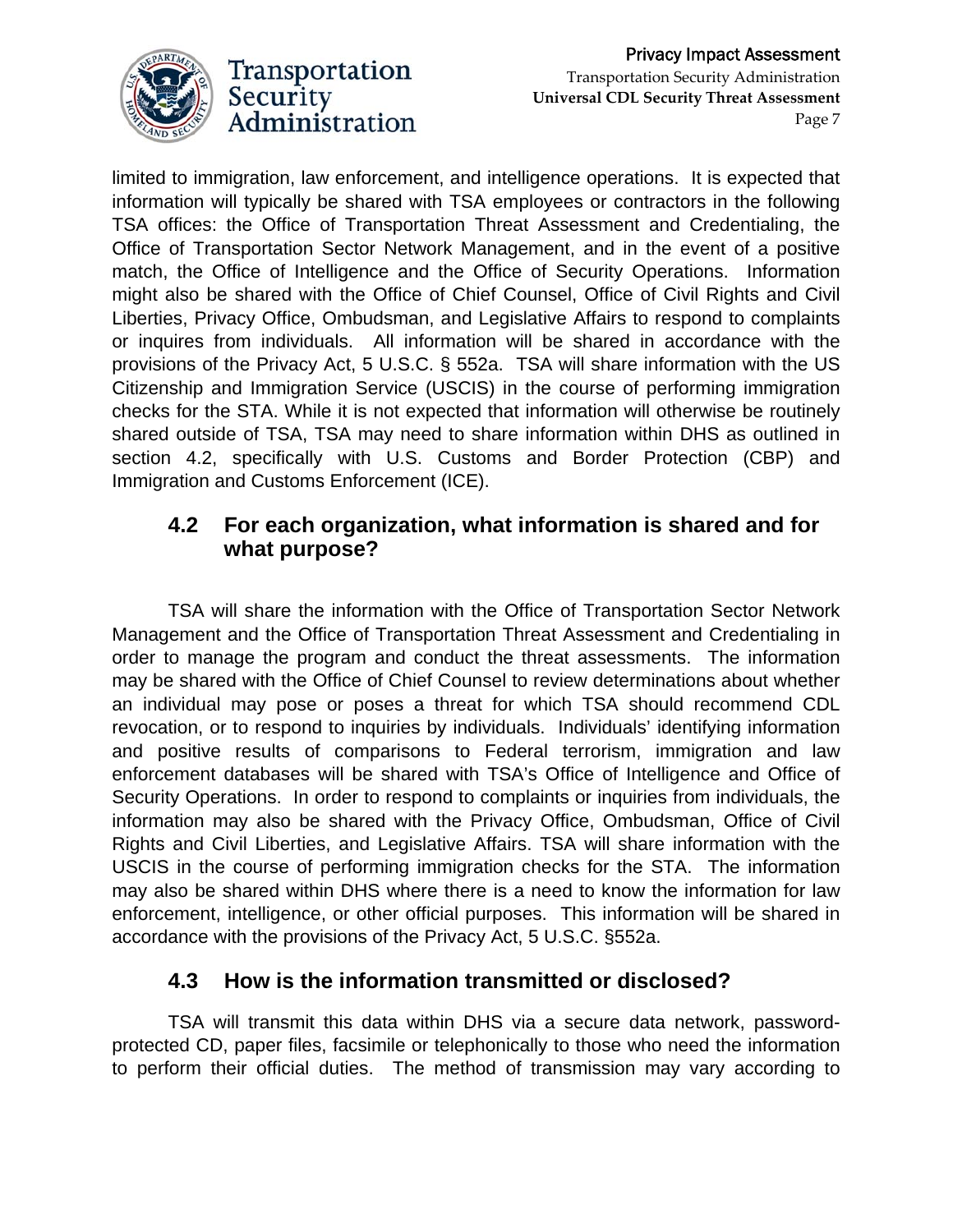limited to immigration, law enforcement, and intelligence operations. It is expected that information will typically be shared with TSA employees or contractors in the following TSA offices: the Office of Transportation Threat Assessment and Credentialing, the Office of Transportation Sector Network Management, and in the event of a positive match, the Office of Intelligence and the Office of Security Operations. Information might also be shared with the Office of Chief Counsel, Office of Civil Rights and Civil Liberties, Privacy Office, Ombudsman, and Legislative Affairs to respond to complaints or inquires from individuals. All information will be shared in accordance with the provisions of the Privacy Act, 5 U.S.C. § 552a. TSA will share information with the US Citizenship and Immigration Service (USCIS) in the course of performing immigration checks for the STA. While it is not expected that information will otherwise be routinely shared outside of TSA, TSA may need to share information within DHS as outlined in section 4.2, specifically with U.S. Customs and Border Protection (CBP) and Immigration and Customs Enforcement (ICE).

## 4.2 For each organization, what information is shared and for what purpose?

TSA will share the information with the Office of Transportation Sector Network Management and the Office of Transportation Threat Assessment and Credentialing in order to manage the program and conduct the threat assessments. The information may be shared with the Office of Chief Counsel to review determinations about whether an individual may pose or poses a threat for which TSA should recommend CDL revocation, or to respond to inquiries by individuals. Individuals' identifying information and positive results of comparisons to Federal terrorism, immigration and law enforcement databases will be shared with TSA's Office of Intelligence and Office of Security Operations. In order to respond to complaints or inquiries from individuals, the information may also be shared with the Privacy Office, Ombudsman, Office of Civil Rights and Civil Liberties, and Legislative Affairs. TSA will share information with the USCIS in the course of performing immigration checks for the STA. The information may also be shared within DHS where there is a need to know the information for law enforcement, intelligence, or other official purposes. This information will be shared in accordance with the provisions of the Privacy Act, 5 U.S.C. §552a.

## 4.3 How is the information transmitted or disclosed?

TSA will transmit this data within DHS via a secure data network, password-protected CD, paper files, facsimile or telephonically to those who need the information to perform their official duties. The method of transmission may vary according to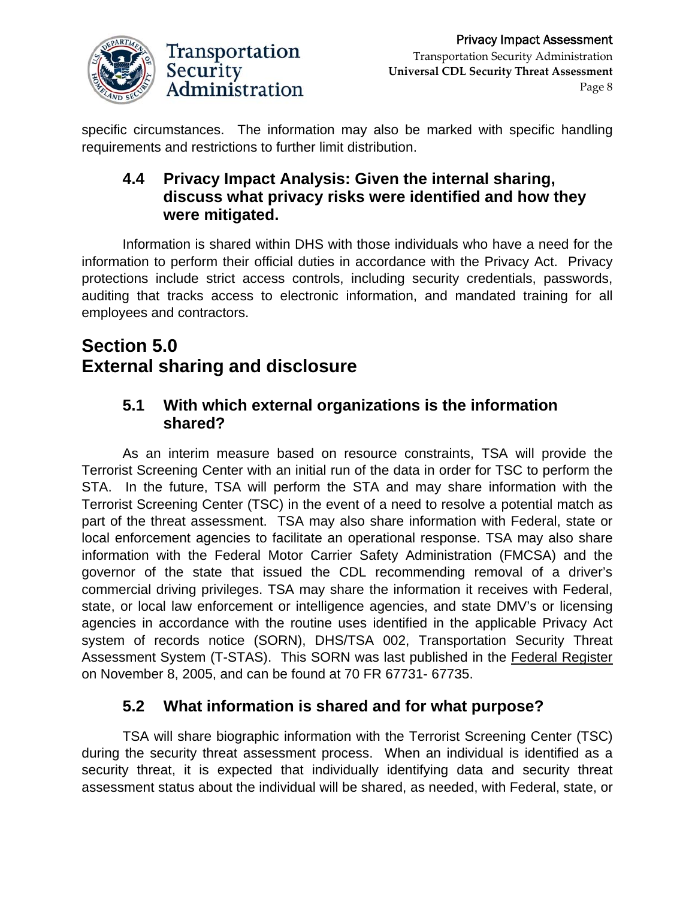specific circumstances. The information may also be marked with specific handling requirements and restrictions to further limit distribution.

### 4.4 Privacy Impact Analysis: Given the internal sharing, discuss what privacy risks were identified and how they were mitigated.

Information is shared within DHS with those individuals who have a need for the information to perform their official duties in accordance with the Privacy Act. Privacy protections include strict access controls, including security credentials, passwords, auditing that tracks access to electronic information, and mandated training for all employees and contractors.

## Section 5.0
## External sharing and disclosure

### 5.1 With which external organizations is the information shared?

As an interim measure based on resource constraints, TSA will provide the Terrorist Screening Center with an initial run of the data in order for TSC to perform the STA. In the future, TSA will perform the STA and may share information with the Terrorist Screening Center (TSC) in the event of a need to resolve a potential match as part of the threat assessment. TSA may also share information with Federal, state or local enforcement agencies to facilitate an operational response. TSA may also share information with the Federal Motor Carrier Safety Administration (FMCSA) and the governor of the state that issued the CDL recommending removal of a driver's commercial driving privileges. TSA may share the information it receives with Federal, state, or local law enforcement or intelligence agencies, and state DMV's or licensing agencies in accordance with the routine uses identified in the applicable Privacy Act system of records notice (SORN), DHS/TSA 002, Transportation Security Threat Assessment System (T-STAS). This SORN was last published in the Federal Register on November 8, 2005, and can be found at 70 FR 67731- 67735.

### 5.2 What information is shared and for what purpose?

TSA will share biographic information with the Terrorist Screening Center (TSC) during the security threat assessment process. When an individual is identified as a security threat, it is expected that individually identifying data and security threat assessment status about the individual will be shared, as needed, with Federal, state, or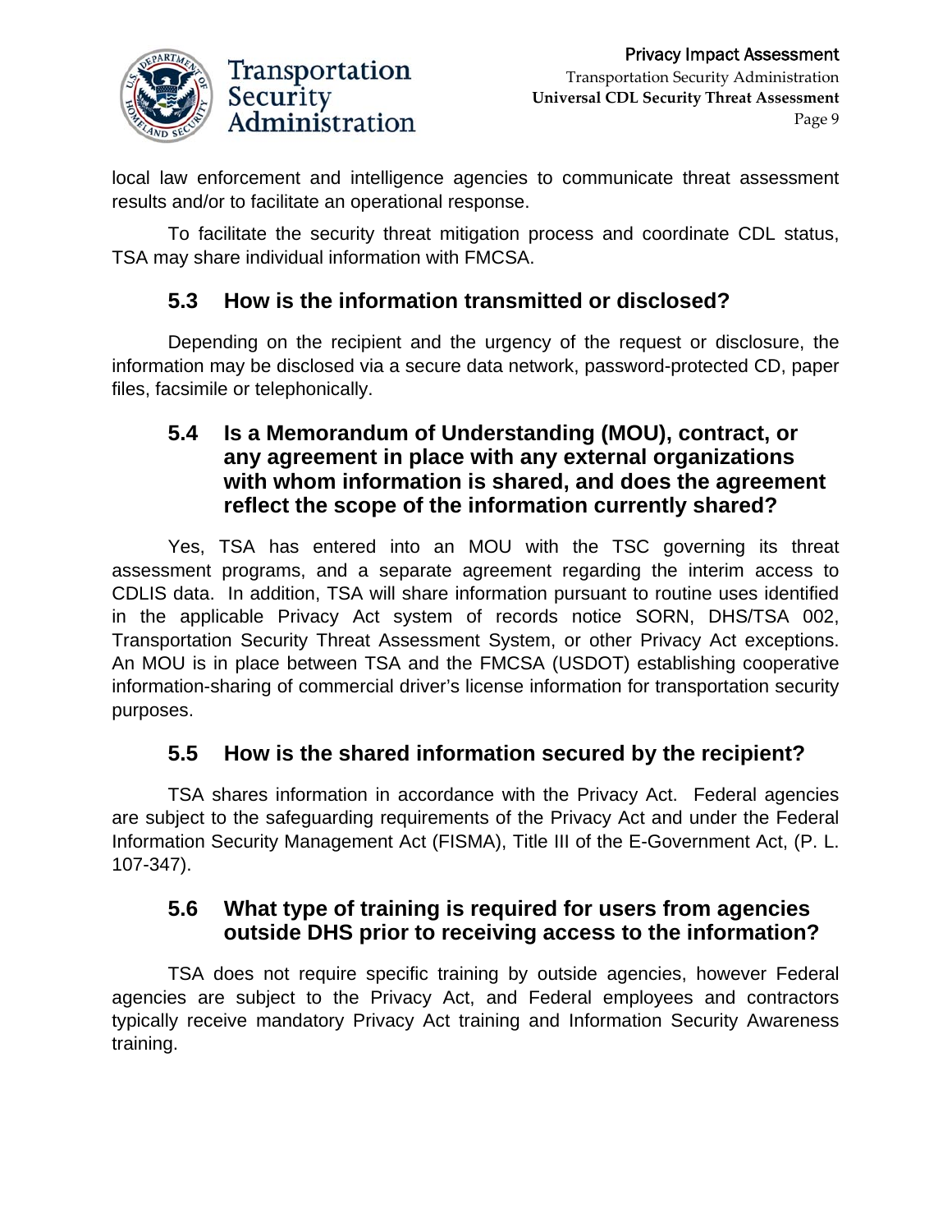local law enforcement and intelligence agencies to communicate threat assessment results and/or to facilitate an operational response.

To facilitate the security threat mitigation process and coordinate CDL status, TSA may share individual information with FMCSA.

### 5.3 How is the information transmitted or disclosed?

Depending on the recipient and the urgency of the request or disclosure, the information may be disclosed via a secure data network, password-protected CD, paper files, facsimile or telephonically.

### 5.4 Is a Memorandum of Understanding (MOU), contract, or any agreement in place with any external organizations with whom information is shared, and does the agreement reflect the scope of the information currently shared?

Yes, TSA has entered into an MOU with the TSC governing its threat assessment programs, and a separate agreement regarding the interim access to CDLIS data. In addition, TSA will share information pursuant to routine uses identified in the applicable Privacy Act system of records notice SORN, DHS/TSA 002, Transportation Security Threat Assessment System, or other Privacy Act exceptions. An MOU is in place between TSA and the FMCSA (USDOT) establishing cooperative information-sharing of commercial driver's license information for transportation security purposes.

### 5.5 How is the shared information secured by the recipient?

TSA shares information in accordance with the Privacy Act. Federal agencies are subject to the safeguarding requirements of the Privacy Act and under the Federal Information Security Management Act (FISMA), Title III of the E-Government Act, (P. L. 107-347).

### 5.6 What type of training is required for users from agencies outside DHS prior to receiving access to the information?

TSA does not require specific training by outside agencies, however Federal agencies are subject to the Privacy Act, and Federal employees and contractors typically receive mandatory Privacy Act training and Information Security Awareness training.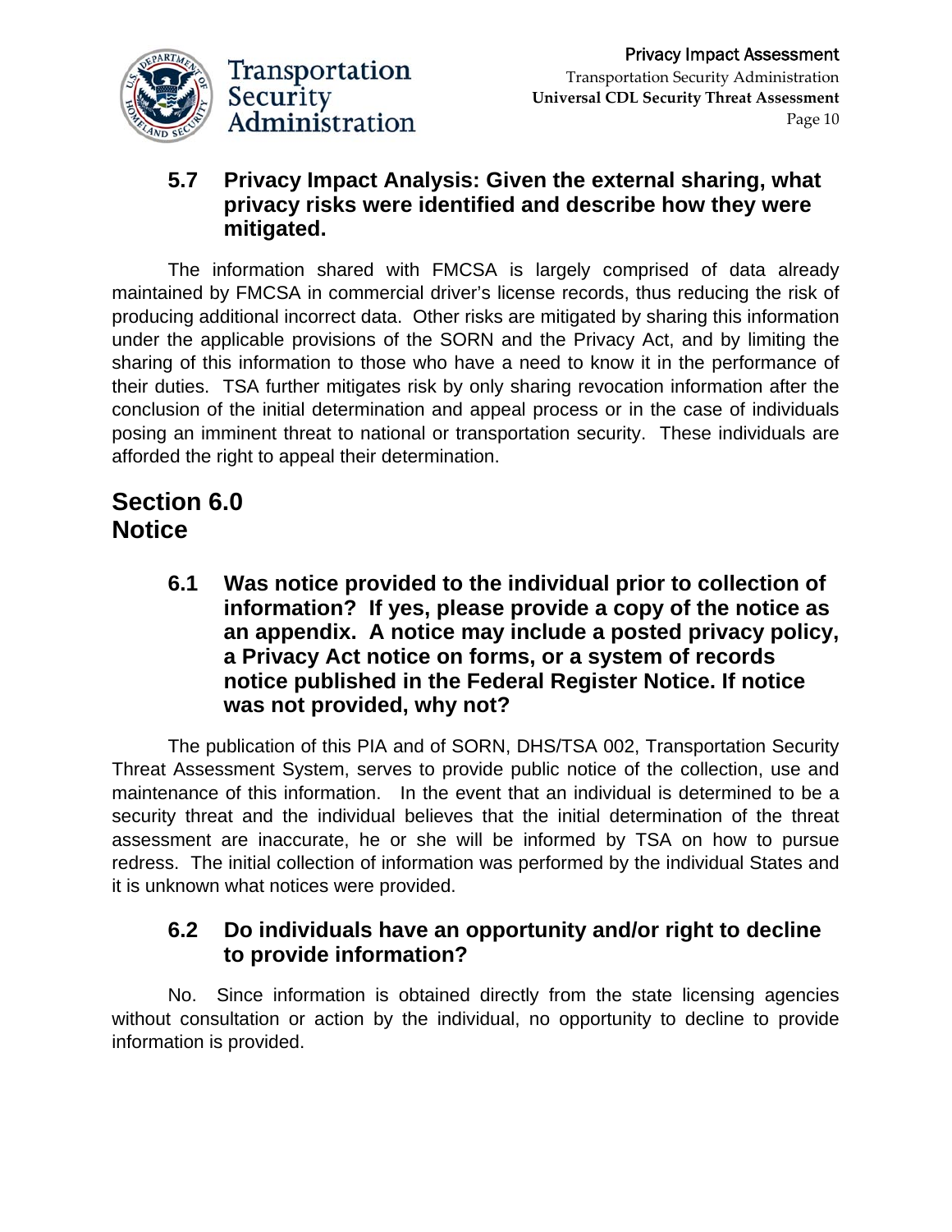### 5.7 Privacy Impact Analysis: Given the external sharing, what privacy risks were identified and describe how they were mitigated.

The information shared with FMCSA is largely comprised of data already maintained by FMCSA in commercial driver's license records, thus reducing the risk of producing additional incorrect data. Other risks are mitigated by sharing this information under the applicable provisions of the SORN and the Privacy Act, and by limiting the sharing of this information to those who have a need to know it in the performance of their duties. TSA further mitigates risk by only sharing revocation information after the conclusion of the initial determination and appeal process or in the case of individuals posing an imminent threat to national or transportation security. These individuals are afforded the right to appeal their determination.

## Section 6.0 Notice

### 6.1 Was notice provided to the individual prior to collection of information? If yes, please provide a copy of the notice as an appendix. A notice may include a posted privacy policy, a Privacy Act notice on forms, or a system of records notice published in the Federal Register Notice. If notice was not provided, why not?

The publication of this PIA and of SORN, DHS/TSA 002, Transportation Security Threat Assessment System, serves to provide public notice of the collection, use and maintenance of this information. In the event that an individual is determined to be a security threat and the individual believes that the initial determination of the threat assessment are inaccurate, he or she will be informed by TSA on how to pursue redress. The initial collection of information was performed by the individual States and it is unknown what notices were provided.

### 6.2 Do individuals have an opportunity and/or right to decline to provide information?

No. Since information is obtained directly from the state licensing agencies without consultation or action by the individual, no opportunity to decline to provide information is provided.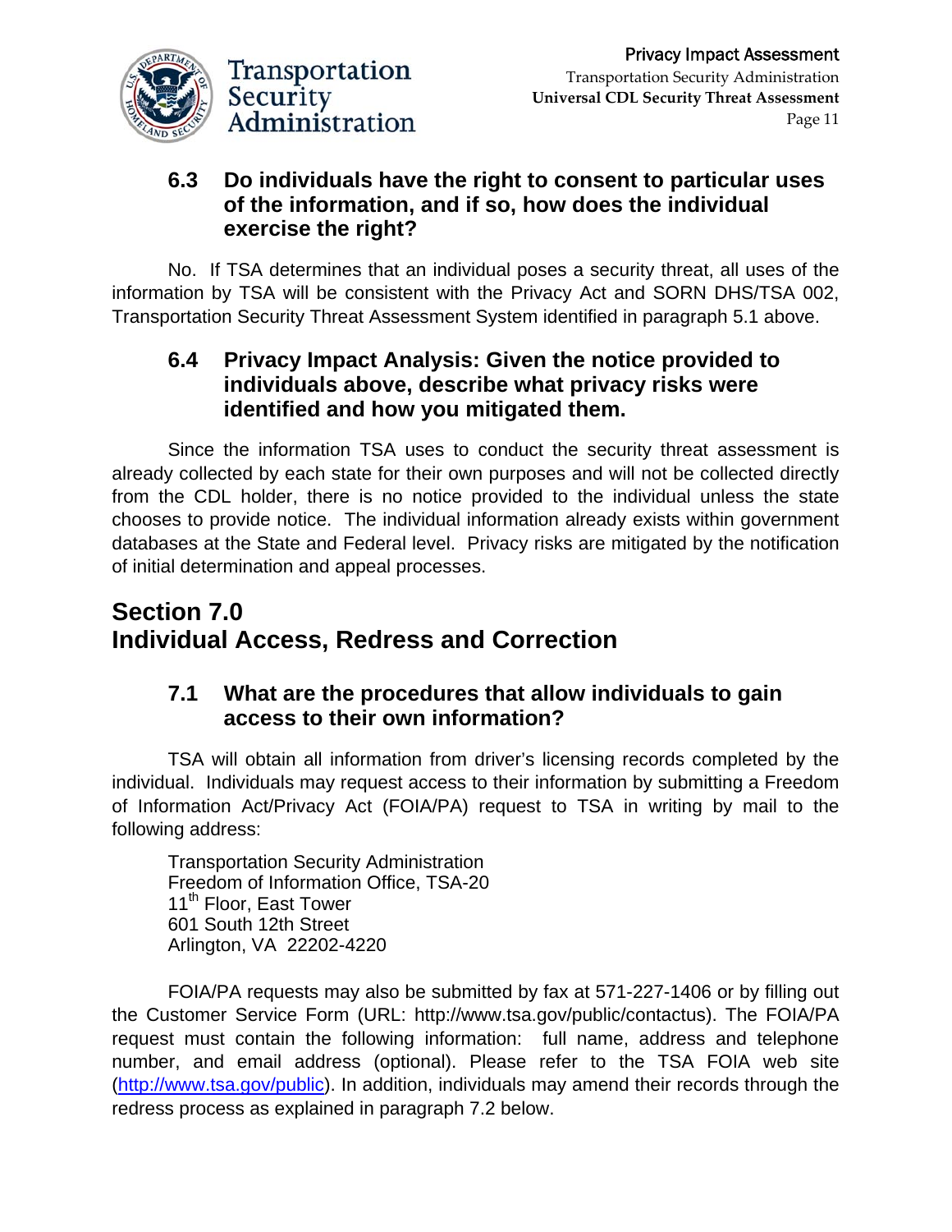### 6.3 Do individuals have the right to consent to particular uses of the information, and if so, how does the individual exercise the right?

No. If TSA determines that an individual poses a security threat, all uses of the information by TSA will be consistent with the Privacy Act and SORN DHS/TSA 002, Transportation Security Threat Assessment System identified in paragraph 5.1 above.

### 6.4 Privacy Impact Analysis: Given the notice provided to individuals above, describe what privacy risks were identified and how you mitigated them.

Since the information TSA uses to conduct the security threat assessment is already collected by each state for their own purposes and will not be collected directly from the CDL holder, there is no notice provided to the individual unless the state chooses to provide notice. The individual information already exists within government databases at the State and Federal level. Privacy risks are mitigated by the notification of initial determination and appeal processes.

## Section 7.0 Individual Access, Redress and Correction

### 7.1 What are the procedures that allow individuals to gain access to their own information?

TSA will obtain all information from driver's licensing records completed by the individual. Individuals may request access to their information by submitting a Freedom of Information Act/Privacy Act (FOIA/PA) request to TSA in writing by mail to the following address:

Transportation Security Administration
Freedom of Information Office, TSA-20
11th Floor, East Tower
601 South 12th Street
Arlington, VA 22202-4220

FOIA/PA requests may also be submitted by fax at 571-227-1406 or by filling out the Customer Service Form (URL: http://www.tsa.gov/public/contactus). The FOIA/PA request must contain the following information: full name, address and telephone number, and email address (optional). Please refer to the TSA FOIA web site (http://www.tsa.gov/public). In addition, individuals may amend their records through the redress process as explained in paragraph 7.2 below.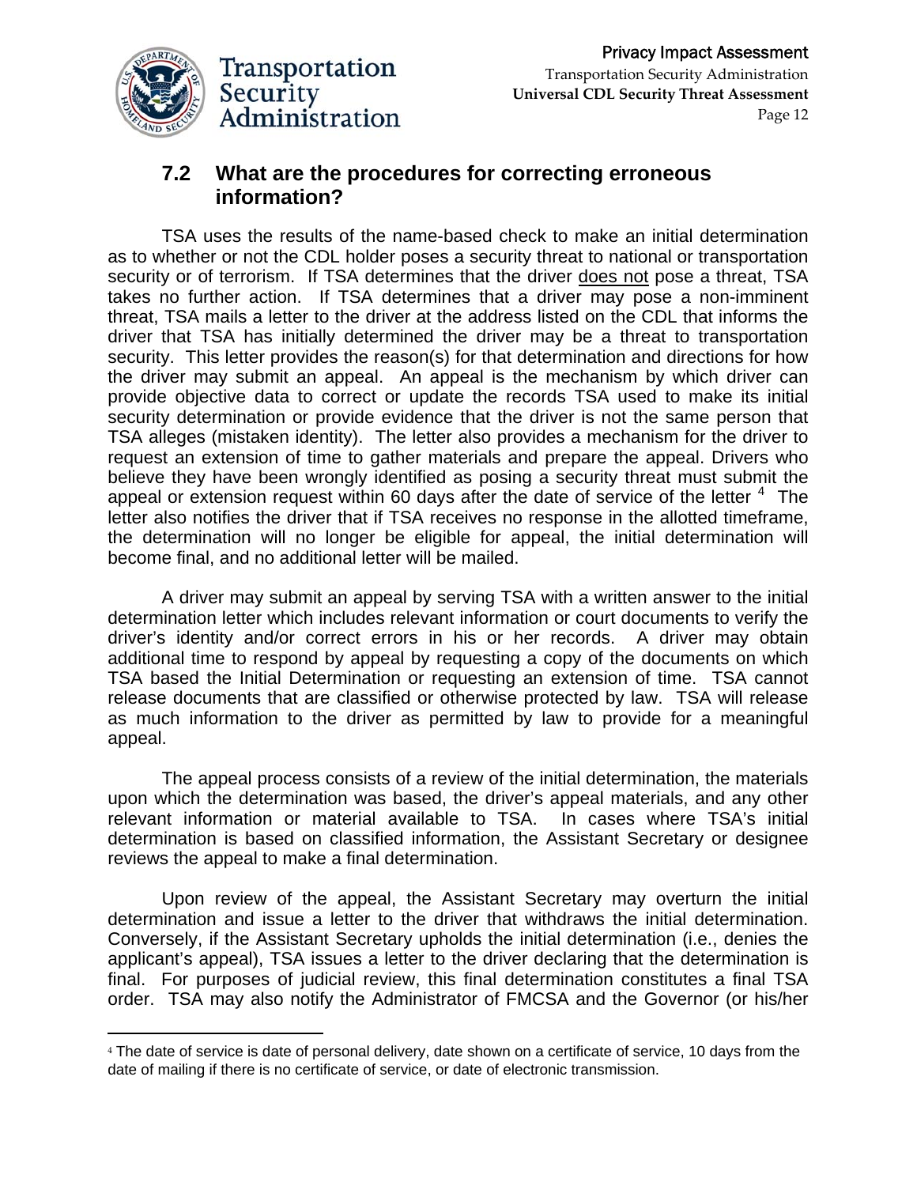### 7.2 What are the procedures for correcting erroneous information?

TSA uses the results of the name-based check to make an initial determination as to whether or not the CDL holder poses a security threat to national or transportation security or of terrorism. If TSA determines that the driver does not pose a threat, TSA takes no further action. If TSA determines that a driver may pose a non-imminent threat, TSA mails a letter to the driver at the address listed on the CDL that informs the driver that TSA has initially determined the driver may be a threat to transportation security. This letter provides the reason(s) for that determination and directions for how the driver may submit an appeal. An appeal is the mechanism by which driver can provide objective data to correct or update the records TSA used to make its initial security determination or provide evidence that the driver is not the same person that TSA alleges (mistaken identity). The letter also provides a mechanism for the driver to request an extension of time to gather materials and prepare the appeal. Drivers who believe they have been wrongly identified as posing a security threat must submit the appeal or extension request within 60 days after the date of service of the letter [4] The letter also notifies the driver that if TSA receives no response in the allotted timeframe, the determination will no longer be eligible for appeal, the initial determination will become final, and no additional letter will be mailed.

A driver may submit an appeal by serving TSA with a written answer to the initial determination letter which includes relevant information or court documents to verify the driver's identity and/or correct errors in his or her records. A driver may obtain additional time to respond by appeal by requesting a copy of the documents on which TSA based the Initial Determination or requesting an extension of time. TSA cannot release documents that are classified or otherwise protected by law. TSA will release as much information to the driver as permitted by law to provide for a meaningful appeal.

The appeal process consists of a review of the initial determination, the materials upon which the determination was based, the driver's appeal materials, and any other relevant information or material available to TSA. In cases where TSA's initial determination is based on classified information, the Assistant Secretary or designee reviews the appeal to make a final determination.

Upon review of the appeal, the Assistant Secretary may overturn the initial determination and issue a letter to the driver that withdraws the initial determination. Conversely, if the Assistant Secretary upholds the initial determination (i.e., denies the applicant's appeal), TSA issues a letter to the driver declaring that the determination is final. For purposes of judicial review, this final determination constitutes a final TSA order. TSA may also notify the Administrator of FMCSA and the Governor (or his/her

---

[4] The date of service is date of personal delivery, date shown on a certificate of service, 10 days from the date of mailing if there is no certificate of service, or date of electronic transmission.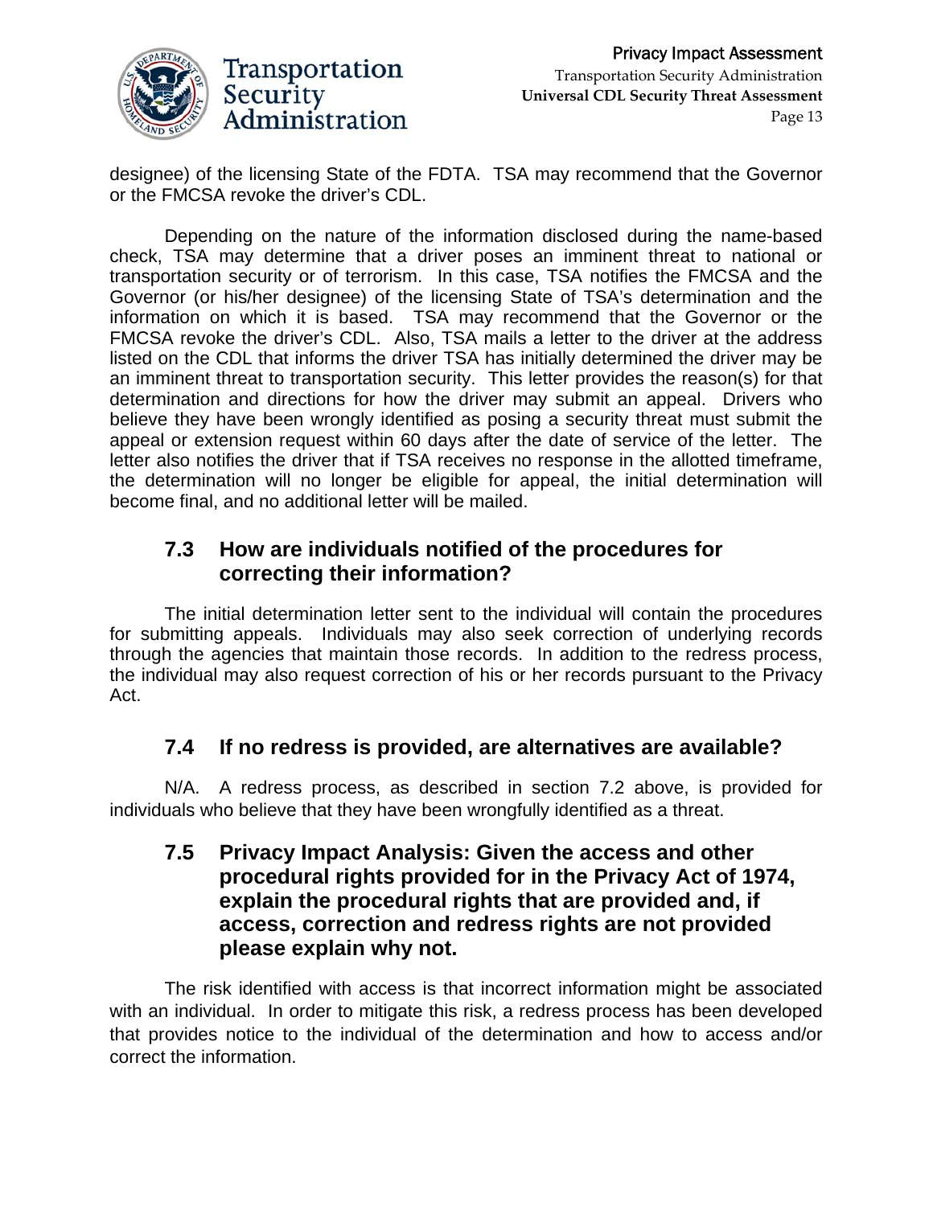designee) of the licensing State of the FDTA. TSA may recommend that the Governor or the FMCSA revoke the driver's CDL.

Depending on the nature of the information disclosed during the name-based check, TSA may determine that a driver poses an imminent threat to national or transportation security or of terrorism. In this case, TSA notifies the FMCSA and the Governor (or his/her designee) of the licensing State of TSA's determination and the information on which it is based. TSA may recommend that the Governor or the FMCSA revoke the driver's CDL. Also, TSA mails a letter to the driver at the address listed on the CDL that informs the driver TSA has initially determined the driver may be an imminent threat to transportation security. This letter provides the reason(s) for that determination and directions for how the driver may submit an appeal. Drivers who believe they have been wrongly identified as posing a security threat must submit the appeal or extension request within 60 days after the date of service of the letter. The letter also notifies the driver that if TSA receives no response in the allotted timeframe, the determination will no longer be eligible for appeal, the initial determination will become final, and no additional letter will be mailed.

### 7.3 How are individuals notified of the procedures for correcting their information?

The initial determination letter sent to the individual will contain the procedures for submitting appeals. Individuals may also seek correction of underlying records through the agencies that maintain those records. In addition to the redress process, the individual may also request correction of his or her records pursuant to the Privacy Act.

### 7.4 If no redress is provided, are alternatives are available?

N/A. A redress process, as described in section 7.2 above, is provided for individuals who believe that they have been wrongfully identified as a threat.

### 7.5 Privacy Impact Analysis: Given the access and other procedural rights provided for in the Privacy Act of 1974, explain the procedural rights that are provided and, if access, correction and redress rights are not provided please explain why not.

The risk identified with access is that incorrect information might be associated with an individual. In order to mitigate this risk, a redress process has been developed that provides notice to the individual of the determination and how to access and/or correct the information.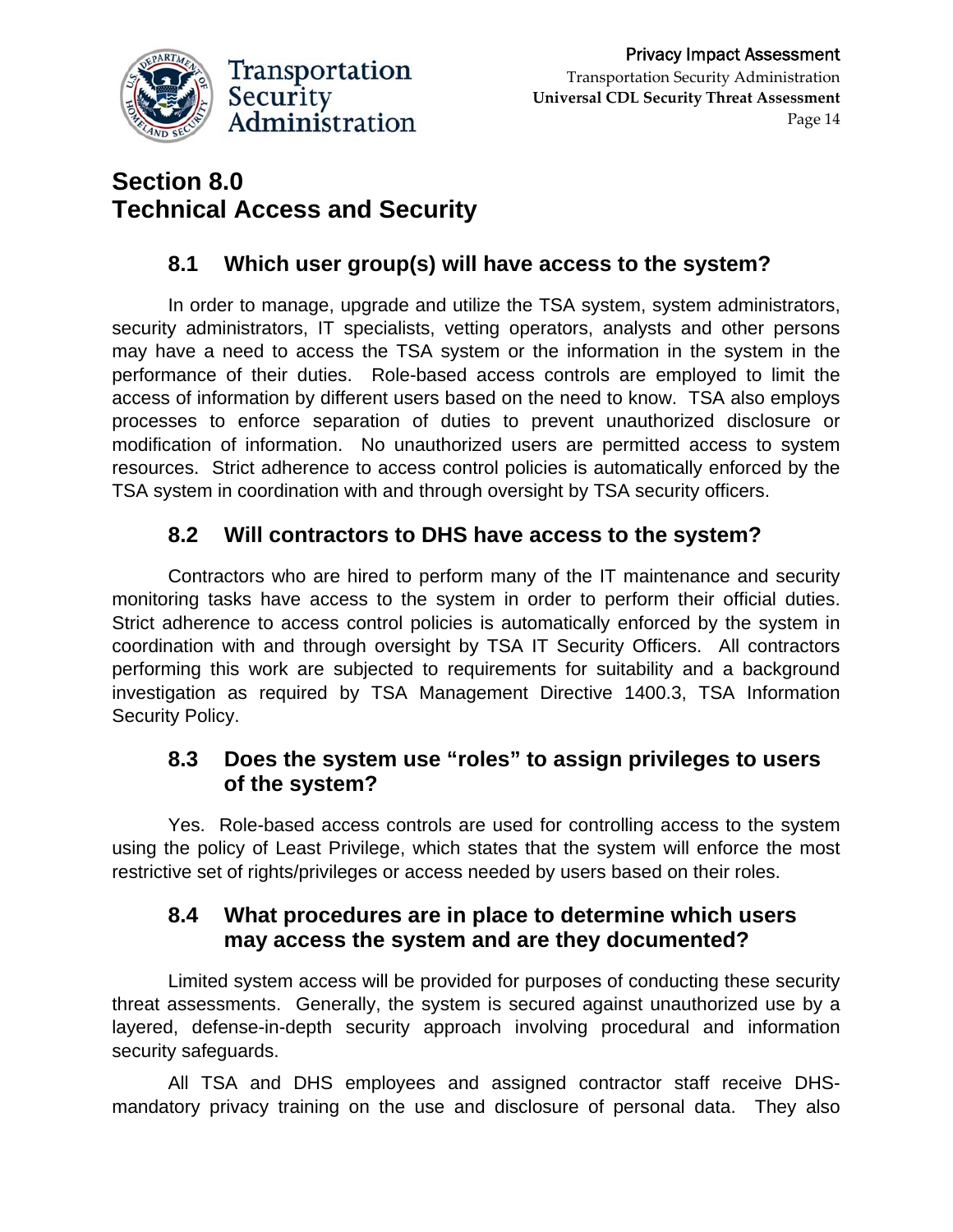# Section 8.0
# Technical Access and Security

## 8.1 Which user group(s) will have access to the system?

In order to manage, upgrade and utilize the TSA system, system administrators, security administrators, IT specialists, vetting operators, analysts and other persons may have a need to access the TSA system or the information in the system in the performance of their duties. Role-based access controls are employed to limit the access of information by different users based on the need to know. TSA also employs processes to enforce separation of duties to prevent unauthorized disclosure or modification of information. No unauthorized users are permitted access to system resources. Strict adherence to access control policies is automatically enforced by the TSA system in coordination with and through oversight by TSA security officers.

## 8.2 Will contractors to DHS have access to the system?

Contractors who are hired to perform many of the IT maintenance and security monitoring tasks have access to the system in order to perform their official duties. Strict adherence to access control policies is automatically enforced by the system in coordination with and through oversight by TSA IT Security Officers. All contractors performing this work are subjected to requirements for suitability and a background investigation as required by TSA Management Directive 1400.3, TSA Information Security Policy.

## 8.3 Does the system use "roles" to assign privileges to users of the system?

Yes. Role-based access controls are used for controlling access to the system using the policy of Least Privilege, which states that the system will enforce the most restrictive set of rights/privileges or access needed by users based on their roles.

## 8.4 What procedures are in place to determine which users may access the system and are they documented?

Limited system access will be provided for purposes of conducting these security threat assessments. Generally, the system is secured against unauthorized use by a layered, defense-in-depth security approach involving procedural and information security safeguards.

All TSA and DHS employees and assigned contractor staff receive DHS-mandatory privacy training on the use and disclosure of personal data. They also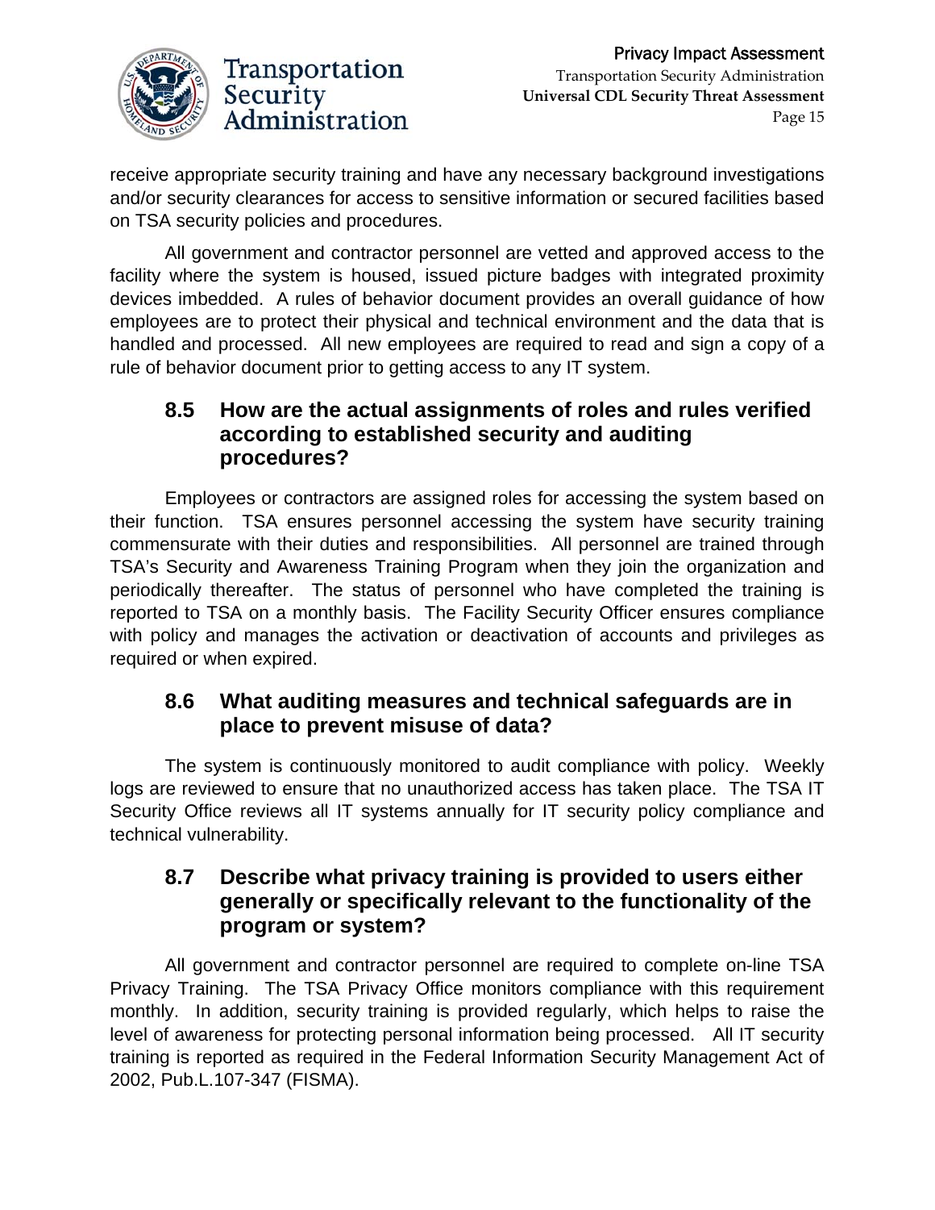receive appropriate security training and have any necessary background investigations and/or security clearances for access to sensitive information or secured facilities based on TSA security policies and procedures.

All government and contractor personnel are vetted and approved access to the facility where the system is housed, issued picture badges with integrated proximity devices imbedded. A rules of behavior document provides an overall guidance of how employees are to protect their physical and technical environment and the data that is handled and processed. All new employees are required to read and sign a copy of a rule of behavior document prior to getting access to any IT system.

### 8.5 How are the actual assignments of roles and rules verified according to established security and auditing procedures?

Employees or contractors are assigned roles for accessing the system based on their function. TSA ensures personnel accessing the system have security training commensurate with their duties and responsibilities. All personnel are trained through TSA's Security and Awareness Training Program when they join the organization and periodically thereafter. The status of personnel who have completed the training is reported to TSA on a monthly basis. The Facility Security Officer ensures compliance with policy and manages the activation or deactivation of accounts and privileges as required or when expired.

### 8.6 What auditing measures and technical safeguards are in place to prevent misuse of data?

The system is continuously monitored to audit compliance with policy. Weekly logs are reviewed to ensure that no unauthorized access has taken place. The TSA IT Security Office reviews all IT systems annually for IT security policy compliance and technical vulnerability.

### 8.7 Describe what privacy training is provided to users either generally or specifically relevant to the functionality of the program or system?

All government and contractor personnel are required to complete on-line TSA Privacy Training. The TSA Privacy Office monitors compliance with this requirement monthly. In addition, security training is provided regularly, which helps to raise the level of awareness for protecting personal information being processed. All IT security training is reported as required in the Federal Information Security Management Act of 2002, Pub.L.107-347 (FISMA).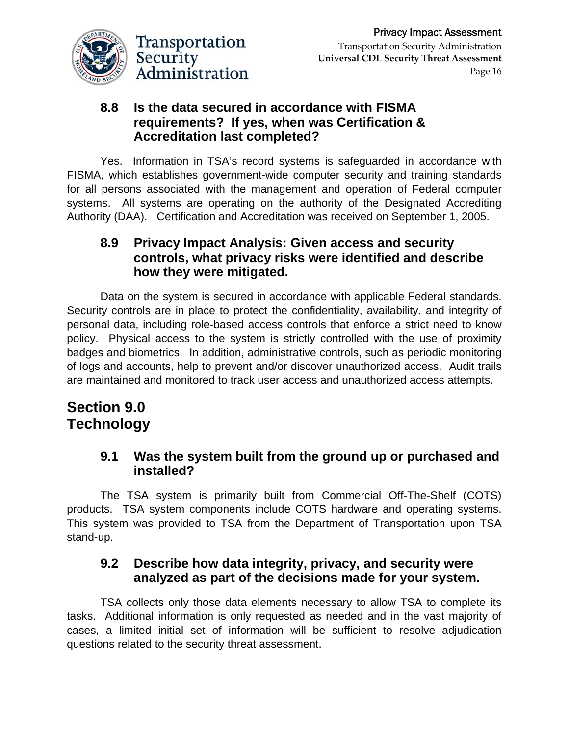### 8.8 Is the data secured in accordance with FISMA requirements? If yes, when was Certification & Accreditation last completed?

Yes. Information in TSA's record systems is safeguarded in accordance with FISMA, which establishes government-wide computer security and training standards for all persons associated with the management and operation of Federal computer systems. All systems are operating on the authority of the Designated Accrediting Authority (DAA). Certification and Accreditation was received on September 1, 2005.

### 8.9 Privacy Impact Analysis: Given access and security controls, what privacy risks were identified and describe how they were mitigated.

Data on the system is secured in accordance with applicable Federal standards. Security controls are in place to protect the confidentiality, availability, and integrity of personal data, including role-based access controls that enforce a strict need to know policy. Physical access to the system is strictly controlled with the use of proximity badges and biometrics. In addition, administrative controls, such as periodic monitoring of logs and accounts, help to prevent and/or discover unauthorized access. Audit trails are maintained and monitored to track user access and unauthorized access attempts.

## Section 9.0 Technology

### 9.1 Was the system built from the ground up or purchased and installed?

The TSA system is primarily built from Commercial Off-The-Shelf (COTS) products. TSA system components include COTS hardware and operating systems. This system was provided to TSA from the Department of Transportation upon TSA stand-up.

### 9.2 Describe how data integrity, privacy, and security were analyzed as part of the decisions made for your system.

TSA collects only those data elements necessary to allow TSA to complete its tasks. Additional information is only requested as needed and in the vast majority of cases, a limited initial set of information will be sufficient to resolve adjudication questions related to the security threat assessment.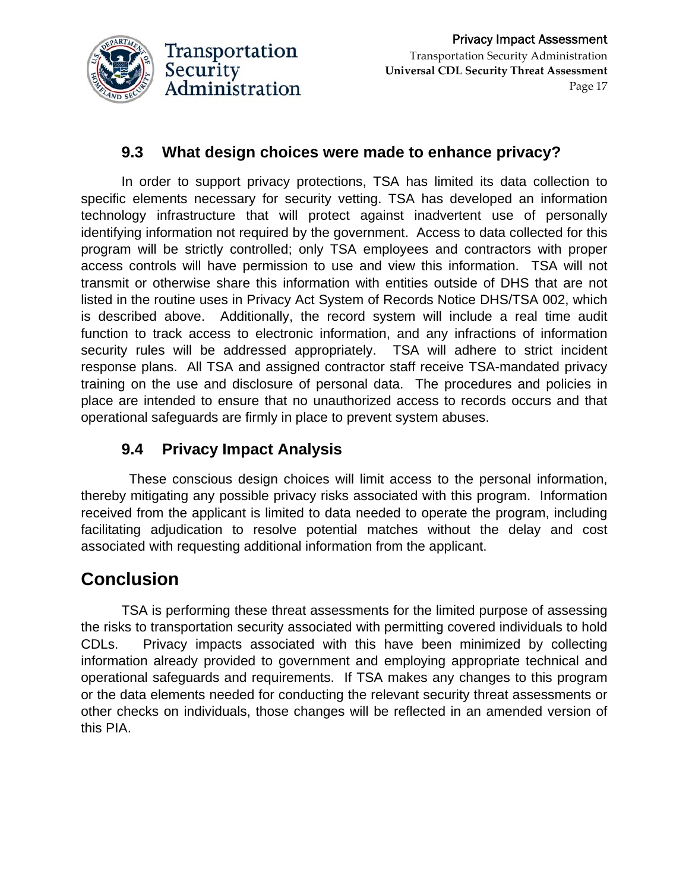### 9.3 What design choices were made to enhance privacy?

In order to support privacy protections, TSA has limited its data collection to specific elements necessary for security vetting. TSA has developed an information technology infrastructure that will protect against inadvertent use of personally identifying information not required by the government. Access to data collected for this program will be strictly controlled; only TSA employees and contractors with proper access controls will have permission to use and view this information. TSA will not transmit or otherwise share this information with entities outside of DHS that are not listed in the routine uses in Privacy Act System of Records Notice DHS/TSA 002, which is described above. Additionally, the record system will include a real time audit function to track access to electronic information, and any infractions of information security rules will be addressed appropriately. TSA will adhere to strict incident response plans. All TSA and assigned contractor staff receive TSA-mandated privacy training on the use and disclosure of personal data. The procedures and policies in place are intended to ensure that no unauthorized access to records occurs and that operational safeguards are firmly in place to prevent system abuses.

### 9.4 Privacy Impact Analysis

These conscious design choices will limit access to the personal information, thereby mitigating any possible privacy risks associated with this program. Information received from the applicant is limited to data needed to operate the program, including facilitating adjudication to resolve potential matches without the delay and cost associated with requesting additional information from the applicant.

## Conclusion

TSA is performing these threat assessments for the limited purpose of assessing the risks to transportation security associated with permitting covered individuals to hold CDLs. Privacy impacts associated with this have been minimized by collecting information already provided to government and employing appropriate technical and operational safeguards and requirements. If TSA makes any changes to this program or the data elements needed for conducting the relevant security threat assessments or other checks on individuals, those changes will be reflected in an amended version of this PIA.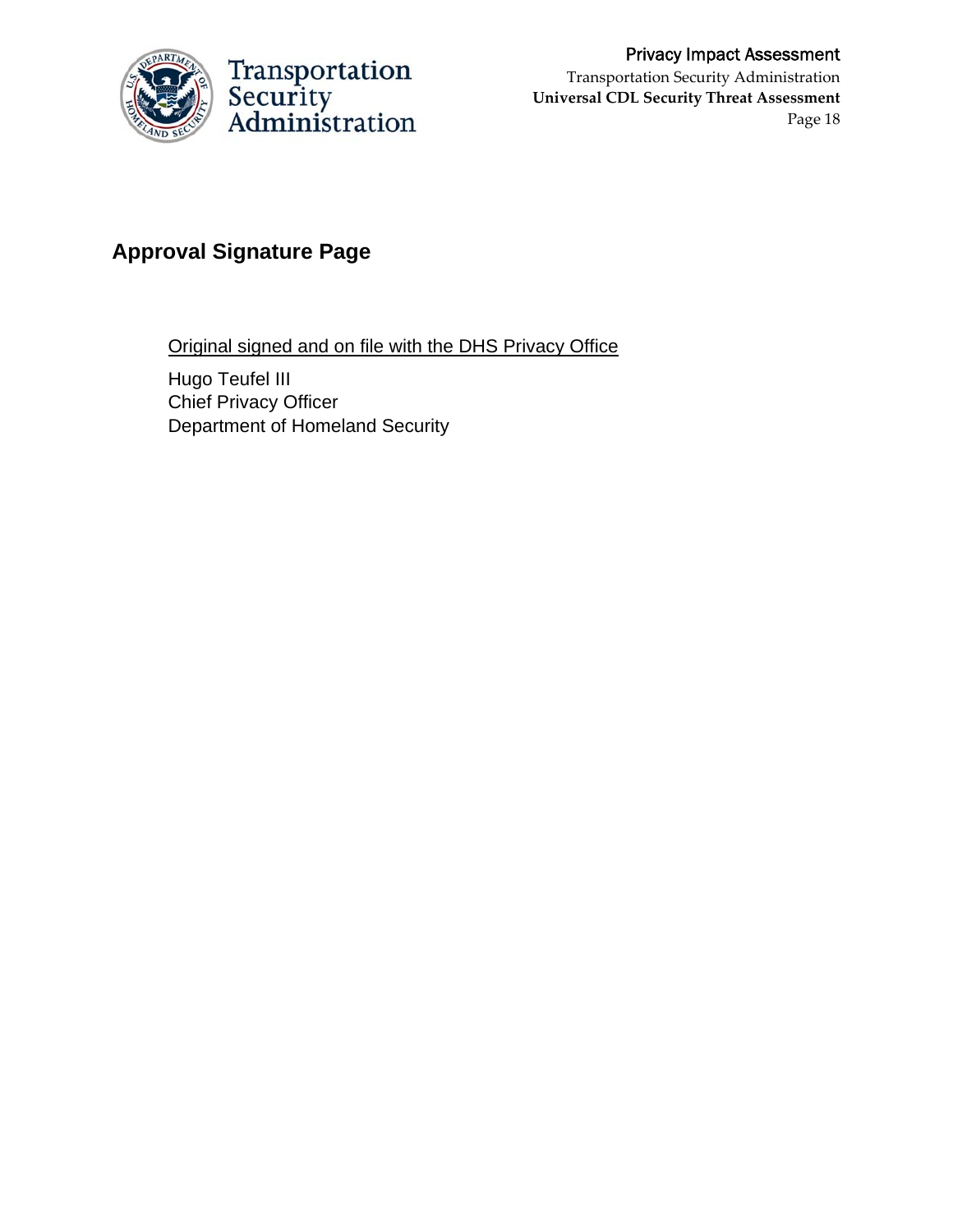## Approval Signature Page

Original signed and on file with the DHS Privacy Office

Hugo Teufel III
Chief Privacy Officer
Department of Homeland Security